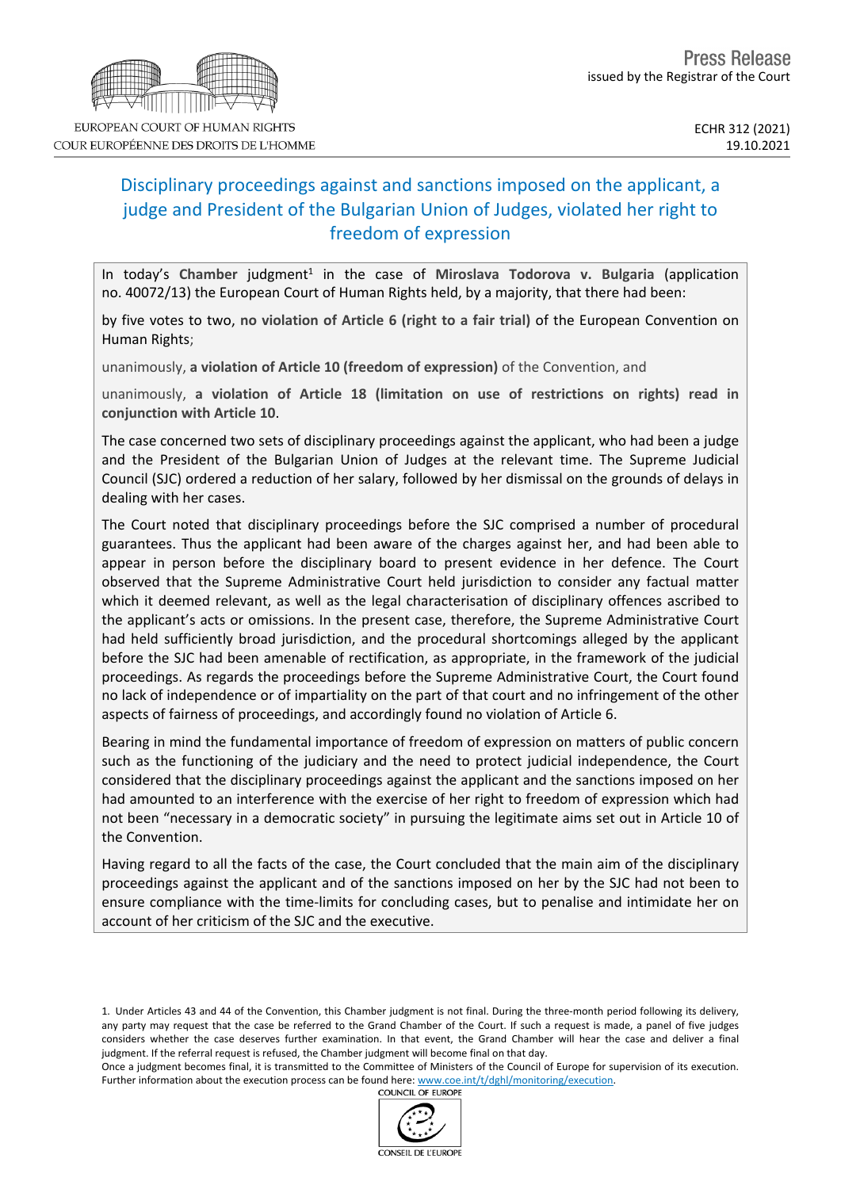EUROPEAN COURT OF HUMAN RIGHTS
COUR EUROPÉENNE DES DROITS DE L'HOMME

Press Release
issued by the Registrar of the Court

ECHR 312 (2021)
19.10.2021

# Disciplinary proceedings against and sanctions imposed on the applicant, a judge and President of the Bulgarian Union of Judges, violated her right to freedom of expression

In today's **Chamber** judgment[1] in the case of **Miroslava Todorova v. Bulgaria** (application no. 40072/13) the European Court of Human Rights held, by a majority, that there had been:

by five votes to two, **no violation of Article 6 (right to a fair trial)** of the European Convention on Human Rights;

unanimously, **a violation of Article 10 (freedom of expression)** of the Convention, and

unanimously, **a violation of Article 18 (limitation on use of restrictions on rights) read in conjunction with Article 10**.

The case concerned two sets of disciplinary proceedings against the applicant, who had been a judge and the President of the Bulgarian Union of Judges at the relevant time. The Supreme Judicial Council (SJC) ordered a reduction of her salary, followed by her dismissal on the grounds of delays in dealing with her cases.

The Court noted that disciplinary proceedings before the SJC comprised a number of procedural guarantees. Thus the applicant had been aware of the charges against her, and had been able to appear in person before the disciplinary board to present evidence in her defence. The Court observed that the Supreme Administrative Court held jurisdiction to consider any factual matter which it deemed relevant, as well as the legal characterisation of disciplinary offences ascribed to the applicant's acts or omissions. In the present case, therefore, the Supreme Administrative Court had held sufficiently broad jurisdiction, and the procedural shortcomings alleged by the applicant before the SJC had been amenable of rectification, as appropriate, in the framework of the judicial proceedings. As regards the proceedings before the Supreme Administrative Court, the Court found no lack of independence or of impartiality on the part of that court and no infringement of the other aspects of fairness of proceedings, and accordingly found no violation of Article 6.

Bearing in mind the fundamental importance of freedom of expression on matters of public concern such as the functioning of the judiciary and the need to protect judicial independence, the Court considered that the disciplinary proceedings against the applicant and the sanctions imposed on her had amounted to an interference with the exercise of her right to freedom of expression which had not been "necessary in a democratic society" in pursuing the legitimate aims set out in Article 10 of the Convention.

Having regard to all the facts of the case, the Court concluded that the main aim of the disciplinary proceedings against the applicant and of the sanctions imposed on her by the SJC had not been to ensure compliance with the time-limits for concluding cases, but to penalise and intimidate her on account of her criticism of the SJC and the executive.

1. Under Articles 43 and 44 of the Convention, this Chamber judgment is not final. During the three-month period following its delivery, any party may request that the case be referred to the Grand Chamber of the Court. If such a request is made, a panel of five judges considers whether the case deserves further examination. In that event, the Grand Chamber will hear the case and deliver a final judgment. If the referral request is refused, the Chamber judgment will become final on that day.
Once a judgment becomes final, it is transmitted to the Committee of Ministers of the Council of Europe for supervision of its execution. Further information about the execution process can be found here: www.coe.int/t/dghl/monitoring/execution.

COUNCIL OF EUROPE
CONSEIL DE L'EUROPE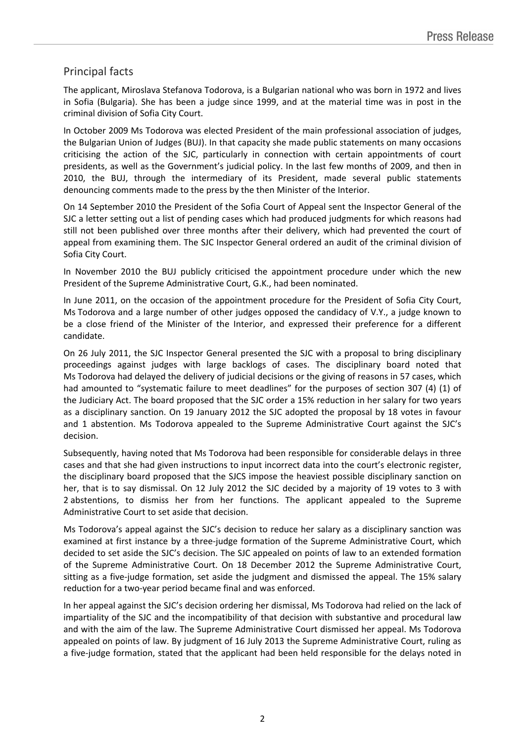## Principal facts

The applicant, Miroslava Stefanova Todorova, is a Bulgarian national who was born in 1972 and lives in Sofia (Bulgaria). She has been a judge since 1999, and at the material time was in post in the criminal division of Sofia City Court.

In October 2009 Ms Todorova was elected President of the main professional association of judges, the Bulgarian Union of Judges (BUJ). In that capacity she made public statements on many occasions criticising the action of the SJC, particularly in connection with certain appointments of court presidents, as well as the Government's judicial policy. In the last few months of 2009, and then in 2010, the BUJ, through the intermediary of its President, made several public statements denouncing comments made to the press by the then Minister of the Interior.

On 14 September 2010 the President of the Sofia Court of Appeal sent the Inspector General of the SJC a letter setting out a list of pending cases which had produced judgments for which reasons had still not been published over three months after their delivery, which had prevented the court of appeal from examining them. The SJC Inspector General ordered an audit of the criminal division of Sofia City Court.

In November 2010 the BUJ publicly criticised the appointment procedure under which the new President of the Supreme Administrative Court, G.K., had been nominated.

In June 2011, on the occasion of the appointment procedure for the President of Sofia City Court, Ms Todorova and a large number of other judges opposed the candidacy of V.Y., a judge known to be a close friend of the Minister of the Interior, and expressed their preference for a different candidate.

On 26 July 2011, the SJC Inspector General presented the SJC with a proposal to bring disciplinary proceedings against judges with large backlogs of cases. The disciplinary board noted that Ms Todorova had delayed the delivery of judicial decisions or the giving of reasons in 57 cases, which had amounted to "systematic failure to meet deadlines" for the purposes of section 307 (4) (1) of the Judiciary Act. The board proposed that the SJC order a 15% reduction in her salary for two years as a disciplinary sanction. On 19 January 2012 the SJC adopted the proposal by 18 votes in favour and 1 abstention. Ms Todorova appealed to the Supreme Administrative Court against the SJC's decision.

Subsequently, having noted that Ms Todorova had been responsible for considerable delays in three cases and that she had given instructions to input incorrect data into the court's electronic register, the disciplinary board proposed that the SJCS impose the heaviest possible disciplinary sanction on her, that is to say dismissal. On 12 July 2012 the SJC decided by a majority of 19 votes to 3 with 2 abstentions, to dismiss her from her functions. The applicant appealed to the Supreme Administrative Court to set aside that decision.

Ms Todorova's appeal against the SJC's decision to reduce her salary as a disciplinary sanction was examined at first instance by a three-judge formation of the Supreme Administrative Court, which decided to set aside the SJC's decision. The SJC appealed on points of law to an extended formation of the Supreme Administrative Court. On 18 December 2012 the Supreme Administrative Court, sitting as a five-judge formation, set aside the judgment and dismissed the appeal. The 15% salary reduction for a two-year period became final and was enforced.

In her appeal against the SJC's decision ordering her dismissal, Ms Todorova had relied on the lack of impartiality of the SJC and the incompatibility of that decision with substantive and procedural law and with the aim of the law. The Supreme Administrative Court dismissed her appeal. Ms Todorova appealed on points of law. By judgment of 16 July 2013 the Supreme Administrative Court, ruling as a five-judge formation, stated that the applicant had been held responsible for the delays noted in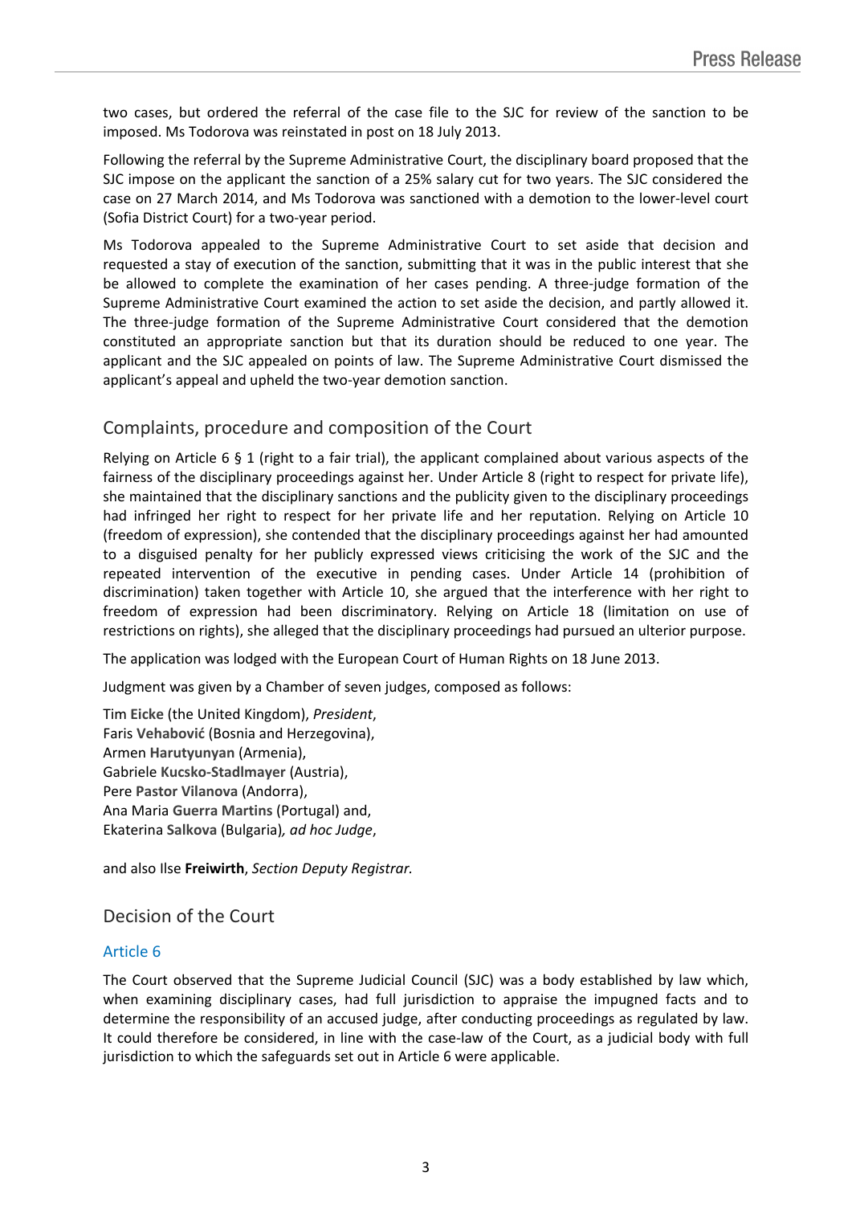two cases, but ordered the referral of the case file to the SJC for review of the sanction to be imposed. Ms Todorova was reinstated in post on 18 July 2013.

Following the referral by the Supreme Administrative Court, the disciplinary board proposed that the SJC impose on the applicant the sanction of a 25% salary cut for two years. The SJC considered the case on 27 March 2014, and Ms Todorova was sanctioned with a demotion to the lower-level court (Sofia District Court) for a two-year period.

Ms Todorova appealed to the Supreme Administrative Court to set aside that decision and requested a stay of execution of the sanction, submitting that it was in the public interest that she be allowed to complete the examination of her cases pending. A three-judge formation of the Supreme Administrative Court examined the action to set aside the decision, and partly allowed it. The three-judge formation of the Supreme Administrative Court considered that the demotion constituted an appropriate sanction but that its duration should be reduced to one year. The applicant and the SJC appealed on points of law. The Supreme Administrative Court dismissed the applicant's appeal and upheld the two-year demotion sanction.

## Complaints, procedure and composition of the Court

Relying on Article 6 § 1 (right to a fair trial), the applicant complained about various aspects of the fairness of the disciplinary proceedings against her. Under Article 8 (right to respect for private life), she maintained that the disciplinary sanctions and the publicity given to the disciplinary proceedings had infringed her right to respect for her private life and her reputation. Relying on Article 10 (freedom of expression), she contended that the disciplinary proceedings against her had amounted to a disguised penalty for her publicly expressed views criticising the work of the SJC and the repeated intervention of the executive in pending cases. Under Article 14 (prohibition of discrimination) taken together with Article 10, she argued that the interference with her right to freedom of expression had been discriminatory. Relying on Article 18 (limitation on use of restrictions on rights), she alleged that the disciplinary proceedings had pursued an ulterior purpose.

The application was lodged with the European Court of Human Rights on 18 June 2013.

Judgment was given by a Chamber of seven judges, composed as follows:

Tim **Eicke** (the United Kingdom), *President*,
Faris **Vehabović** (Bosnia and Herzegovina),
Armen **Harutyunyan** (Armenia),
Gabriele **Kucsko-Stadlmayer** (Austria),
Pere **Pastor Vilanova** (Andorra),
Ana Maria **Guerra Martins** (Portugal) and,
Ekaterina **Salkova** (Bulgaria)*, ad hoc Judge*,

and also Ilse **Freiwirth**, *Section Deputy Registrar.*

## Decision of the Court

### Article 6

The Court observed that the Supreme Judicial Council (SJC) was a body established by law which, when examining disciplinary cases, had full jurisdiction to appraise the impugned facts and to determine the responsibility of an accused judge, after conducting proceedings as regulated by law. It could therefore be considered, in line with the case-law of the Court, as a judicial body with full jurisdiction to which the safeguards set out in Article 6 were applicable.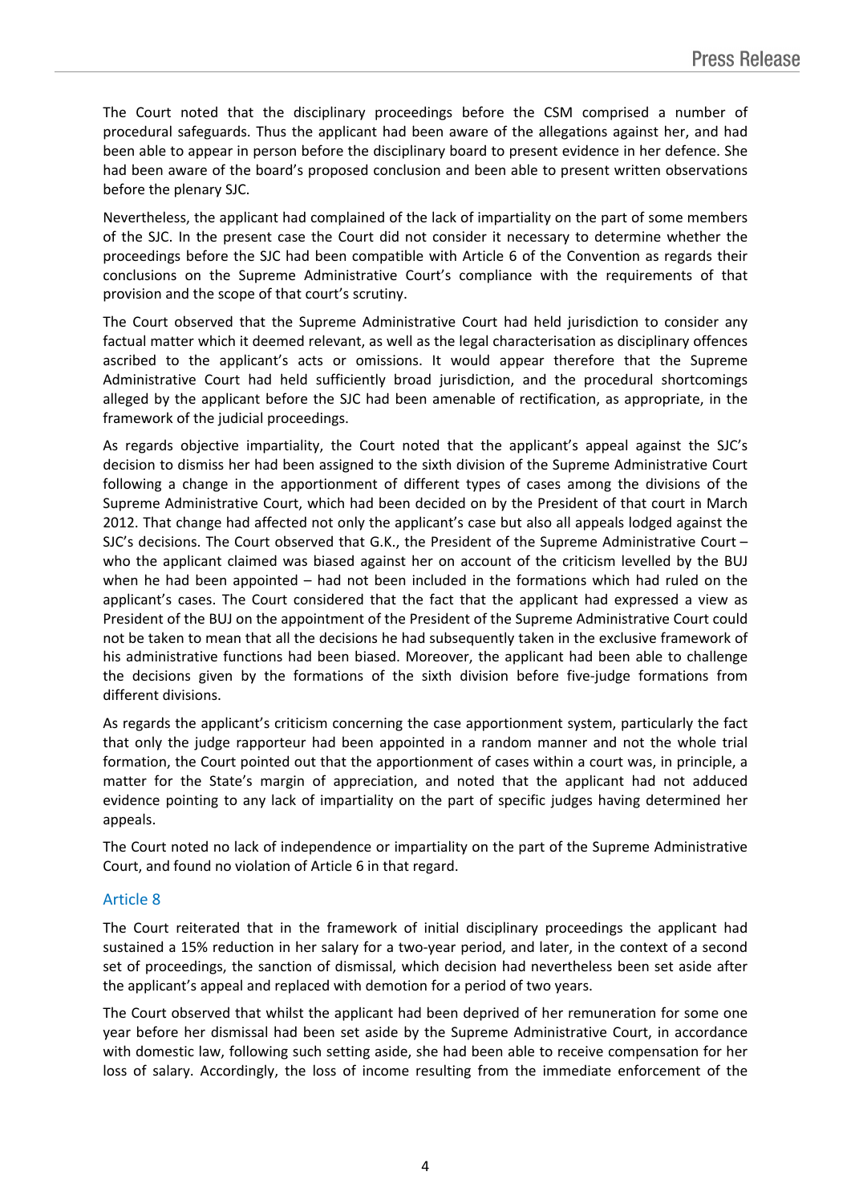The Court noted that the disciplinary proceedings before the CSM comprised a number of procedural safeguards. Thus the applicant had been aware of the allegations against her, and had been able to appear in person before the disciplinary board to present evidence in her defence. She had been aware of the board's proposed conclusion and been able to present written observations before the plenary SJC.

Nevertheless, the applicant had complained of the lack of impartiality on the part of some members of the SJC. In the present case the Court did not consider it necessary to determine whether the proceedings before the SJC had been compatible with Article 6 of the Convention as regards their conclusions on the Supreme Administrative Court's compliance with the requirements of that provision and the scope of that court's scrutiny.

The Court observed that the Supreme Administrative Court had held jurisdiction to consider any factual matter which it deemed relevant, as well as the legal characterisation as disciplinary offences ascribed to the applicant's acts or omissions. It would appear therefore that the Supreme Administrative Court had held sufficiently broad jurisdiction, and the procedural shortcomings alleged by the applicant before the SJC had been amenable of rectification, as appropriate, in the framework of the judicial proceedings.

As regards objective impartiality, the Court noted that the applicant's appeal against the SJC's decision to dismiss her had been assigned to the sixth division of the Supreme Administrative Court following a change in the apportionment of different types of cases among the divisions of the Supreme Administrative Court, which had been decided on by the President of that court in March 2012. That change had affected not only the applicant's case but also all appeals lodged against the SJC's decisions. The Court observed that G.K., the President of the Supreme Administrative Court – who the applicant claimed was biased against her on account of the criticism levelled by the BUJ when he had been appointed – had not been included in the formations which had ruled on the applicant's cases. The Court considered that the fact that the applicant had expressed a view as President of the BUJ on the appointment of the President of the Supreme Administrative Court could not be taken to mean that all the decisions he had subsequently taken in the exclusive framework of his administrative functions had been biased. Moreover, the applicant had been able to challenge the decisions given by the formations of the sixth division before five-judge formations from different divisions.

As regards the applicant's criticism concerning the case apportionment system, particularly the fact that only the judge rapporteur had been appointed in a random manner and not the whole trial formation, the Court pointed out that the apportionment of cases within a court was, in principle, a matter for the State's margin of appreciation, and noted that the applicant had not adduced evidence pointing to any lack of impartiality on the part of specific judges having determined her appeals.

The Court noted no lack of independence or impartiality on the part of the Supreme Administrative Court, and found no violation of Article 6 in that regard.

### Article 8

The Court reiterated that in the framework of initial disciplinary proceedings the applicant had sustained a 15% reduction in her salary for a two-year period, and later, in the context of a second set of proceedings, the sanction of dismissal, which decision had nevertheless been set aside after the applicant's appeal and replaced with demotion for a period of two years.

The Court observed that whilst the applicant had been deprived of her remuneration for some one year before her dismissal had been set aside by the Supreme Administrative Court, in accordance with domestic law, following such setting aside, she had been able to receive compensation for her loss of salary. Accordingly, the loss of income resulting from the immediate enforcement of the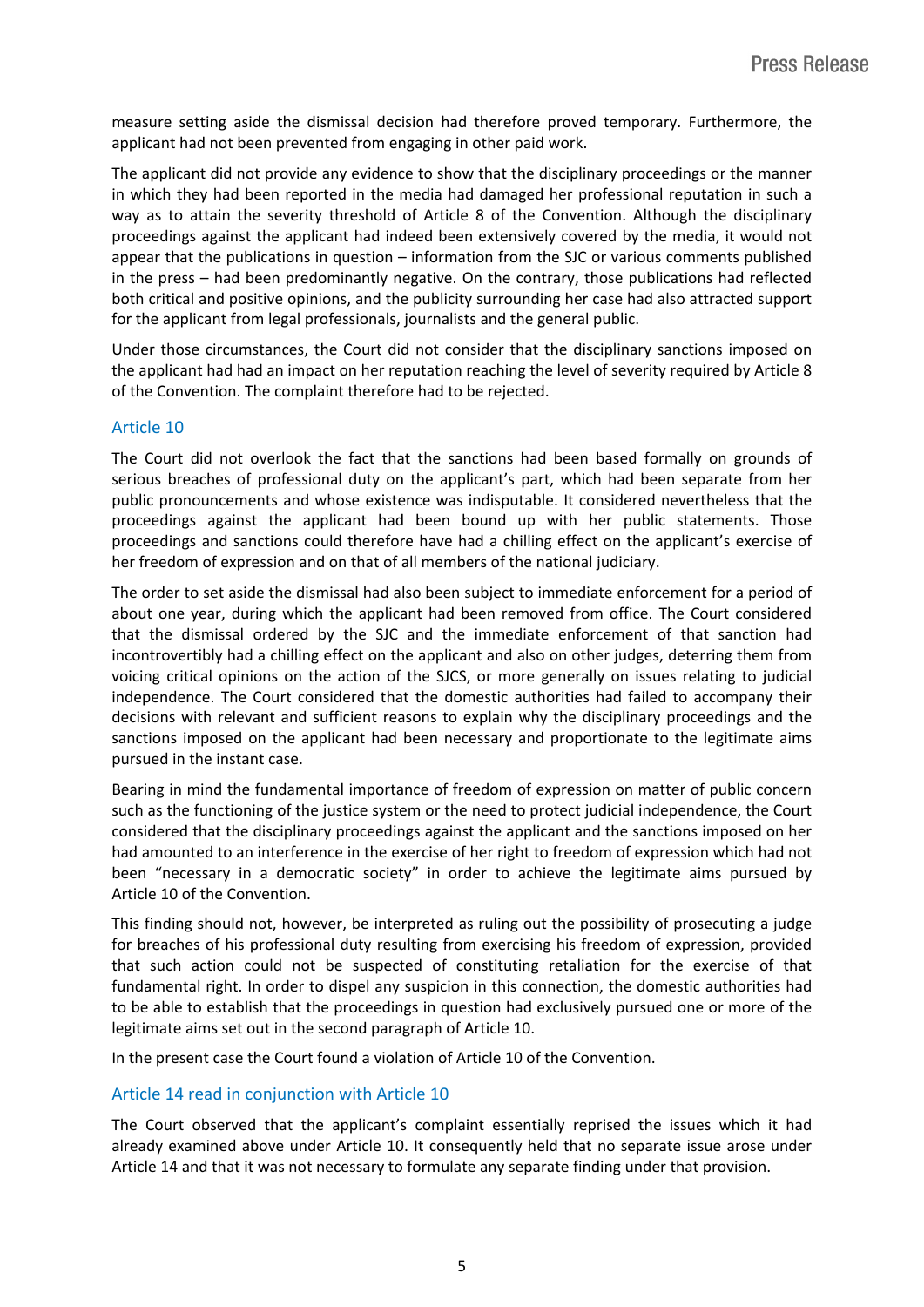measure setting aside the dismissal decision had therefore proved temporary. Furthermore, the applicant had not been prevented from engaging in other paid work.

The applicant did not provide any evidence to show that the disciplinary proceedings or the manner in which they had been reported in the media had damaged her professional reputation in such a way as to attain the severity threshold of Article 8 of the Convention. Although the disciplinary proceedings against the applicant had indeed been extensively covered by the media, it would not appear that the publications in question – information from the SJC or various comments published in the press – had been predominantly negative. On the contrary, those publications had reflected both critical and positive opinions, and the publicity surrounding her case had also attracted support for the applicant from legal professionals, journalists and the general public.

Under those circumstances, the Court did not consider that the disciplinary sanctions imposed on the applicant had had an impact on her reputation reaching the level of severity required by Article 8 of the Convention. The complaint therefore had to be rejected.

### Article 10

The Court did not overlook the fact that the sanctions had been based formally on grounds of serious breaches of professional duty on the applicant's part, which had been separate from her public pronouncements and whose existence was indisputable. It considered nevertheless that the proceedings against the applicant had been bound up with her public statements. Those proceedings and sanctions could therefore have had a chilling effect on the applicant's exercise of her freedom of expression and on that of all members of the national judiciary.

The order to set aside the dismissal had also been subject to immediate enforcement for a period of about one year, during which the applicant had been removed from office. The Court considered that the dismissal ordered by the SJC and the immediate enforcement of that sanction had incontrovertibly had a chilling effect on the applicant and also on other judges, deterring them from voicing critical opinions on the action of the SJCS, or more generally on issues relating to judicial independence. The Court considered that the domestic authorities had failed to accompany their decisions with relevant and sufficient reasons to explain why the disciplinary proceedings and the sanctions imposed on the applicant had been necessary and proportionate to the legitimate aims pursued in the instant case.

Bearing in mind the fundamental importance of freedom of expression on matter of public concern such as the functioning of the justice system or the need to protect judicial independence, the Court considered that the disciplinary proceedings against the applicant and the sanctions imposed on her had amounted to an interference in the exercise of her right to freedom of expression which had not been "necessary in a democratic society" in order to achieve the legitimate aims pursued by Article 10 of the Convention.

This finding should not, however, be interpreted as ruling out the possibility of prosecuting a judge for breaches of his professional duty resulting from exercising his freedom of expression, provided that such action could not be suspected of constituting retaliation for the exercise of that fundamental right. In order to dispel any suspicion in this connection, the domestic authorities had to be able to establish that the proceedings in question had exclusively pursued one or more of the legitimate aims set out in the second paragraph of Article 10.

In the present case the Court found a violation of Article 10 of the Convention.

### Article 14 read in conjunction with Article 10

The Court observed that the applicant's complaint essentially reprised the issues which it had already examined above under Article 10. It consequently held that no separate issue arose under Article 14 and that it was not necessary to formulate any separate finding under that provision.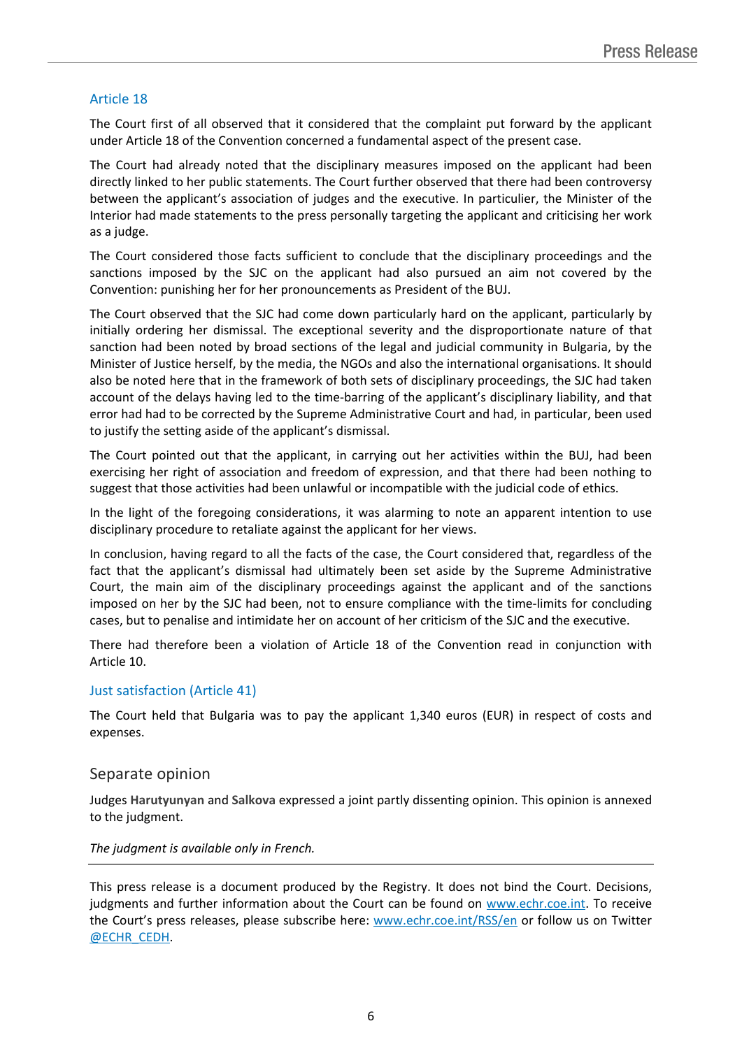## Article 18

The Court first of all observed that it considered that the complaint put forward by the applicant under Article 18 of the Convention concerned a fundamental aspect of the present case.

The Court had already noted that the disciplinary measures imposed on the applicant had been directly linked to her public statements. The Court further observed that there had been controversy between the applicant's association of judges and the executive. In particulier, the Minister of the Interior had made statements to the press personally targeting the applicant and criticising her work as a judge.

The Court considered those facts sufficient to conclude that the disciplinary proceedings and the sanctions imposed by the SJC on the applicant had also pursued an aim not covered by the Convention: punishing her for her pronouncements as President of the BUJ.

The Court observed that the SJC had come down particularly hard on the applicant, particularly by initially ordering her dismissal. The exceptional severity and the disproportionate nature of that sanction had been noted by broad sections of the legal and judicial community in Bulgaria, by the Minister of Justice herself, by the media, the NGOs and also the international organisations. It should also be noted here that in the framework of both sets of disciplinary proceedings, the SJC had taken account of the delays having led to the time-barring of the applicant's disciplinary liability, and that error had had to be corrected by the Supreme Administrative Court and had, in particular, been used to justify the setting aside of the applicant's dismissal.

The Court pointed out that the applicant, in carrying out her activities within the BUJ, had been exercising her right of association and freedom of expression, and that there had been nothing to suggest that those activities had been unlawful or incompatible with the judicial code of ethics.

In the light of the foregoing considerations, it was alarming to note an apparent intention to use disciplinary procedure to retaliate against the applicant for her views.

In conclusion, having regard to all the facts of the case, the Court considered that, regardless of the fact that the applicant's dismissal had ultimately been set aside by the Supreme Administrative Court, the main aim of the disciplinary proceedings against the applicant and of the sanctions imposed on her by the SJC had been, not to ensure compliance with the time-limits for concluding cases, but to penalise and intimidate her on account of her criticism of the SJC and the executive.

There had therefore been a violation of Article 18 of the Convention read in conjunction with Article 10.

## Just satisfaction (Article 41)

The Court held that Bulgaria was to pay the applicant 1,340 euros (EUR) in respect of costs and expenses.

# Separate opinion

Judges **Harutyunyan** and **Salkova** expressed a joint partly dissenting opinion. This opinion is annexed to the judgment.

*The judgment is available only in French.*

---

This press release is a document produced by the Registry. It does not bind the Court. Decisions, judgments and further information about the Court can be found on www.echr.coe.int. To receive the Court's press releases, please subscribe here: www.echr.coe.int/RSS/en or follow us on Twitter @ECHR_CEDH.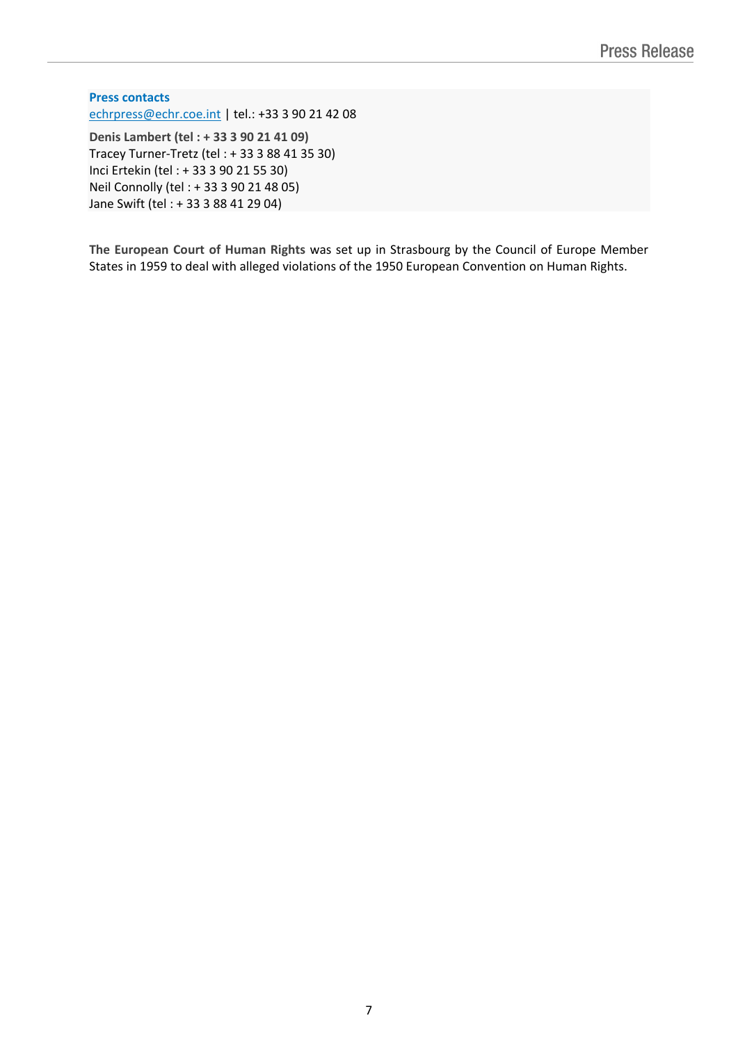**Press contacts**
echrpress@echr.coe.int | tel.: +33 3 90 21 42 08

**Denis Lambert (tel : + 33 3 90 21 41 09)**
Tracey Turner-Tretz (tel : + 33 3 88 41 35 30)
Inci Ertekin (tel : + 33 3 90 21 55 30)
Neil Connolly (tel : + 33 3 90 21 48 05)
Jane Swift (tel : + 33 3 88 41 29 04)

**The European Court of Human Rights** was set up in Strasbourg by the Council of Europe Member States in 1959 to deal with alleged violations of the 1950 European Convention on Human Rights.